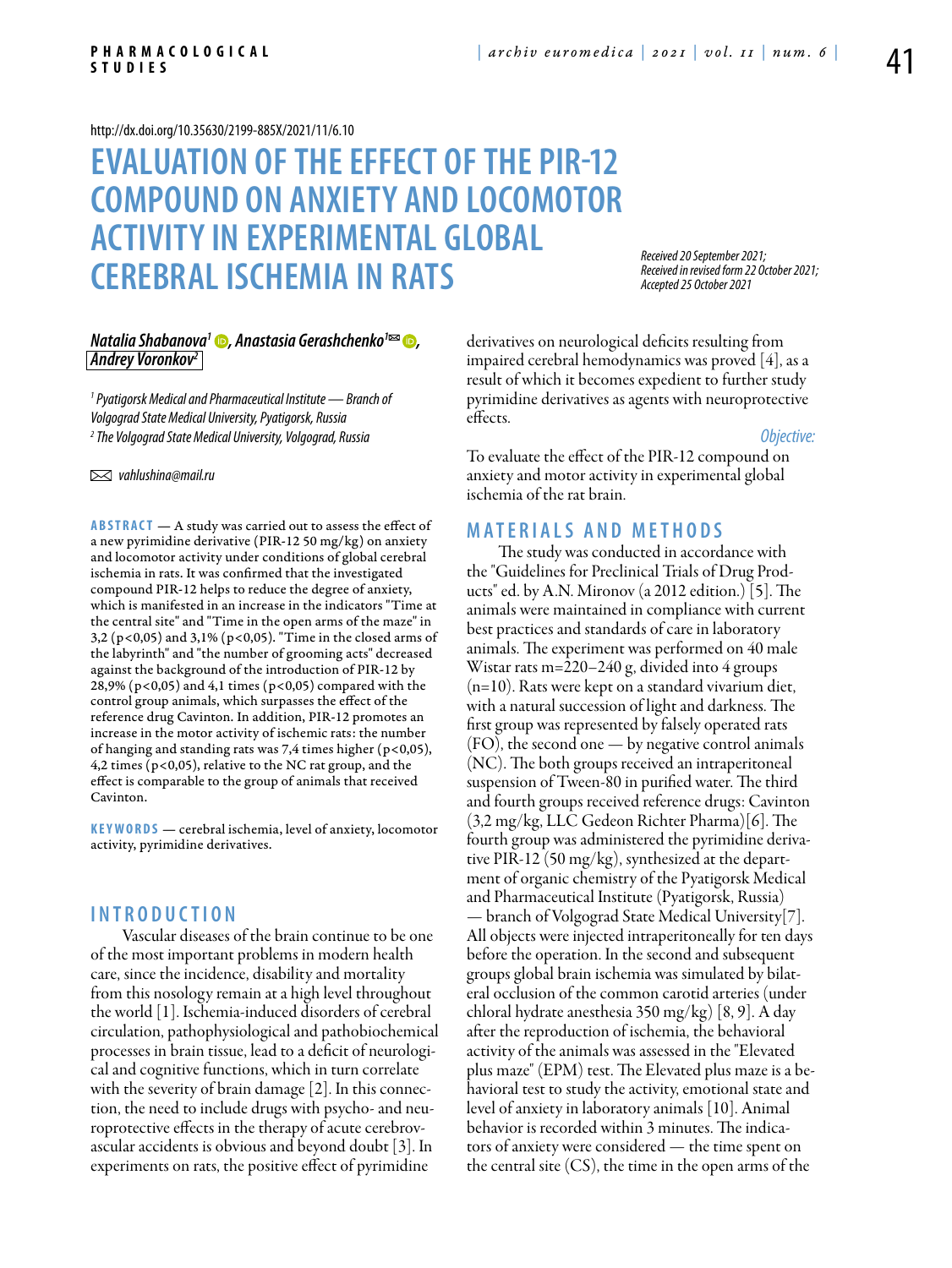http://dx.doi.org/10.35630/2199-885X/2021/11/6.10

# EVALUATION OF THE EFFECT OF THE PIR-12 COMPOUND ON ANXIETY AND LOCOMOTOR ACTIVITY IN EXPERIMENTAL GLOBAL CEREBRAL ISCHEMIA IN RATS

*Received 20 September 2021; Received in revised form 22 October 2021; Accepted 25 October 2021*

***Natalia Shabanova[1], Anastasia Gerashchenko[1], Andrey Voronkov[2]***

*[1] Pyatigorsk Medical and Pharmaceutical Institute — Branch of Volgograd State Medical University, Pyatigorsk, Russia*
*[2] The Volgograd State Medical University, Volgograd, Russia*

*vahlushina@mail.ru*

**ABSTRACT** — A study was carried out to assess the effect of a new pyrimidine derivative (PIR-12 50 mg/kg) on anxiety and locomotor activity under conditions of global cerebral ischemia in rats. It was confirmed that the investigated compound PIR-12 helps to reduce the degree of anxiety, which is manifested in an increase in the indicators "Time at the central site" and "Time in the open arms of the maze" in 3,2 (p<0,05) and 3,1% (p<0,05). "Time in the closed arms of the labyrinth" and "the number of grooming acts" decreased against the background of the introduction of PIR-12 by 28,9% (p<0,05) and 4,1 times (p<0,05) compared with the control group animals, which surpasses the effect of the reference drug Cavinton. In addition, PIR-12 promotes an increase in the motor activity of ischemic rats: the number of hanging and standing rats was 7,4 times higher (p<0,05), 4,2 times (p<0,05), relative to the NC rat group, and the effect is comparable to the group of animals that received Cavinton.

**KEYWORDS** — cerebral ischemia, level of anxiety, locomotor activity, pyrimidine derivatives.

## INTRODUCTION

Vascular diseases of the brain continue to be one of the most important problems in modern health care, since the incidence, disability and mortality from this nosology remain at a high level throughout the world [1]. Ischemia-induced disorders of cerebral circulation, pathophysiological and pathobiochemical processes in brain tissue, lead to a deficit of neurological and cognitive functions, which in turn correlate with the severity of brain damage [2]. In this connection, the need to include drugs with psycho- and neuroprotective effects in the therapy of acute cerebrovascular accidents is obvious and beyond doubt [3]. In experiments on rats, the positive effect of pyrimidine derivatives on neurological deficits resulting from impaired cerebral hemodynamics was proved [4], as a result of which it becomes expedient to further study pyrimidine derivatives as agents with neuroprotective effects.

*Objective:*

To evaluate the effect of the PIR-12 compound on anxiety and motor activity in experimental global ischemia of the rat brain.

## MATERIALS AND METHODS

The study was conducted in accordance with the "Guidelines for Preclinical Trials of Drug Products" ed. by A.N. Mironov (a 2012 edition.) [5]. The animals were maintained in compliance with current best practices and standards of care in laboratory animals. The experiment was performed on 40 male Wistar rats m=220–240 g, divided into 4 groups (n=10). Rats were kept on a standard vivarium diet, with a natural succession of light and darkness. The first group was represented by falsely operated rats (FO), the second one — by negative control animals (NC). The both groups received an intraperitoneal suspension of Tween-80 in purified water. The third and fourth groups received reference drugs: Cavinton (3,2 mg/kg, LLC Gedeon Richter Pharma)[6]. The fourth group was administered the pyrimidine derivative PIR-12 (50 mg/kg), synthesized at the department of organic chemistry of the Pyatigorsk Medical and Pharmaceutical Institute (Pyatigorsk, Russia) — branch of Volgograd State Medical University[7]. All objects were injected intraperitoneally for ten days before the operation. In the second and subsequent groups global brain ischemia was simulated by bilateral occlusion of the common carotid arteries (under chloral hydrate anesthesia 350 mg/kg) [8, 9]. A day after the reproduction of ischemia, the behavioral activity of the animals was assessed in the "Elevated plus maze" (EPM) test. The Elevated plus maze is a behavioral test to study the activity, emotional state and level of anxiety in laboratory animals [10]. Animal behavior is recorded within 3 minutes. The indicators of anxiety were considered — the time spent on the central site (CS), the time in the open arms of the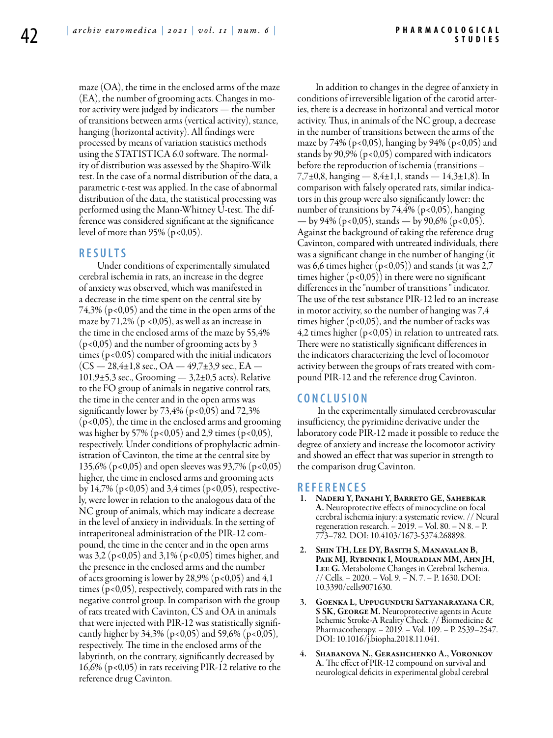maze (OA), the time in the enclosed arms of the maze (EA), the number of grooming acts. Changes in motor activity were judged by indicators — the number of transitions between arms (vertical activity), stance, hanging (horizontal activity). All findings were processed by means of variation statistics methods using the STATISTICA 6.0 software. The normality of distribution was assessed by the Shapiro-Wilk test. In the case of a normal distribution of the data, a parametric t-test was applied. In the case of abnormal distribution of the data, the statistical processing was performed using the Mann-Whitney U-test. The difference was considered significant at the significance level of more than 95% ($p<0,05$).

## RESULTS

Under conditions of experimentally simulated cerebral ischemia in rats, an increase in the degree of anxiety was observed, which was manifested in a decrease in the time spent on the central site by 74,3% ($p<0,05$) and the time in the open arms of the maze by 71,2% ($p<0,05$), as well as an increase in the time in the enclosed arms of the maze by 55,4% ($p<0,05$) and the number of grooming acts by 3 times ($p<0.05$) compared with the initial indicators (CS — 28,4±1,8 sec., OA — 49,7±3,9 sec., EA — 101,9±5,3 sec., Grooming — 3,2±0,5 acts). Relative to the FO group of animals in negative control rats, the time in the center and in the open arms was significantly lower by 73,4% ($p<0,05$) and 72,3% ($p<0,05$), the time in the enclosed arms and grooming was higher by 57% ($p<0,05$) and 2,9 times ($p<0,05$), respectively. Under conditions of prophylactic administration of Cavinton, the time at the central site by 135,6% ($p<0,05$) and open sleeves was 93,7% ($p<0,05$) higher, the time in enclosed arms and grooming acts by 14,7% ($p<0,05$) and 3,4 times ($p<0,05$), respectively, were lower in relation to the analogous data of the NC group of animals, which may indicate a decrease in the level of anxiety in individuals. In the setting of intraperitoneal administration of the PIR-12 compound, the time in the center and in the open arms was 3,2 ($p<0,05$) and 3,1% ($p<0,05$) times higher, and the presence in the enclosed arms and the number of acts grooming is lower by 28,9% ($p<0,05$) and 4,1 times ($p<0,05$), respectively, compared with rats in the negative control group. In comparison with the group of rats treated with Cavinton, CS and OA in animals that were injected with PIR-12 was statistically significantly higher by 34,3% ($p<0,05$) and 59,6% ($p<0,05$), respectively. The time in the enclosed arms of the labyrinth, on the contrary, significantly decreased by 16,6% ($p<0,05$) in rats receiving PIR-12 relative to the reference drug Cavinton.

In addition to changes in the degree of anxiety in conditions of irreversible ligation of the carotid arteries, there is a decrease in horizontal and vertical motor activity. Thus, in animals of the NC group, a decrease in the number of transitions between the arms of the maze by 74% ($p<0,05$), hanging by 94% ($p<0,05$) and stands by 90,9% ($p<0,05$) compared with indicators before the reproduction of ischemia (transitions – 7,7±0,8, hanging — 8,4±1,1, stands — 14,3±1,8). In comparison with falsely operated rats, similar indicators in this group were also significantly lower: the number of transitions by 74,4% ($p<0,05$), hanging — by 94% ($p<0,05$), stands — by 90,6% ($p<0,05$). Against the background of taking the reference drug Cavinton, compared with untreated individuals, there was a significant change in the number of hanging (it was 6,6 times higher ($p<0,05$)) and stands (it was 2,7 times higher ($p<0,05$)) in there were no significant differences in the "number of transitions" indicator. The use of the test substance PIR-12 led to an increase in motor activity, so the number of hanging was 7,4 times higher ($p<0,05$), and the number of racks was 4,2 times higher ($p<0,05$) in relation to untreated rats. There were no statistically significant differences in the indicators characterizing the level of locomotor activity between the groups of rats treated with compound PIR-12 and the reference drug Cavinton.

## CONCLUSION

In the experimentally simulated cerebrovascular insufficiency, the pyrimidine derivative under the laboratory code PIR-12 made it possible to reduce the degree of anxiety and increase the locomotor activity and showed an effect that was superior in strength to the comparison drug Cavinton.

## REFERENCES

1. **Naderi Y, Panahi Y, Barreto GE, Sahebkar A.** Neuroprotective effects of minocycline on focal cerebral ischemia injury: a systematic review. // Neural regeneration research. – 2019. – Vol. 80. – N 8. – P. 773–782. DOI: 10.4103/1673-5374.268898.
2. **Shin TH, Lee DY, Basith S, Manavalan B, Paik MJ, Rybinnik I, Mouradian MM, Ahn JH, Lee G.** Metabolome Changes in Cerebral Ischemia. // Cells. – 2020. – Vol. 9. – N. 7. – P. 1630. DOI: 10.3390/cells9071630.
3. **Goenka L, Uppugunduri Satyanarayana CR, S SK, George M.** Neuroprotective agents in Acute Ischemic Stroke-A Reality Check. // Biomedicine & Pharmacotherapy. – 2019. – Vol. 109. – P. 2539–2547. DOI: 10.1016/j.biopha.2018.11.041.
4. **Shabanova N., Gerashchenko A., Voronkov A.** The effect of PIR-12 compound on survival and neurological deficits in experimental global cerebral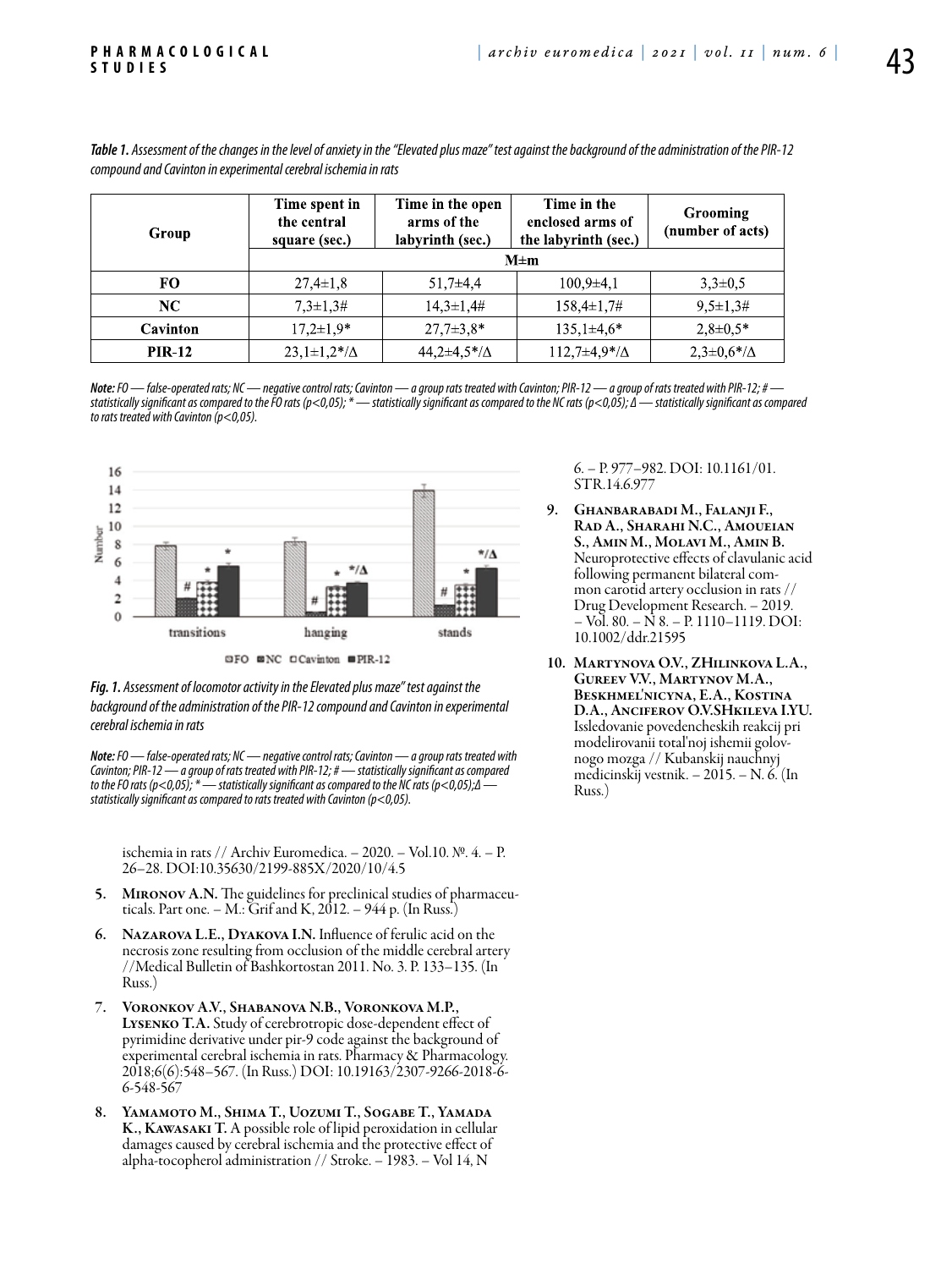*Table 1. Assessment of the changes in the level of anxiety in the "Elevated plus maze" test against the background of the administration of the PIR-12 compound and Cavinton in experimental cerebral ischemia in rats*

| Group | Time spent in the central square (sec.) | Time in the open arms of the labyrinth (sec.) | Time in the enclosed arms of the labyrinth (sec.) | Grooming (number of acts) |
|---|---|---|---|---|
| | M±m | | | |
| **FO** | 27,4±1,8 | 51,7±4,4 | 100,9±4,1 | 3,3±0,5 |
| **NC** | 7,3±1,3# | 14,3±1,4# | 158,4±1,7# | 9,5±1,3# |
| **Cavinton** | 17,2±1,9* | 27,7±3,8* | 135,1±4,6* | 2,8±0,5* |
| **PIR-12** | 23,1±1,2*/Δ | 44,2±4,5*/Δ | 112,7±4,9*/Δ | 2,3±0,6*/Δ |

*Note: FO — false-operated rats; NC — negative control rats; Cavinton — a group rats treated with Cavinton; PIR-12 — a group of rats treated with PIR-12; # — statistically significant as compared to the FO rats (p<0,05); * — statistically significant as compared to the NC rats (p<0,05); Δ — statistically significant as compared to rats treated with Cavinton (p<0,05).*

16
14
12
10
8
6
4
2
0
Number
#
*
*
#
*
*/Δ
#
*
*/Δ
transitions
hanging
stands
FO NC Cavinton PIR-12

*Fig. 1. Assessment of locomotor activity in the Elevated plus maze" test against the background of the administration of the PIR-12 compound and Cavinton in experimental cerebral ischemia in rats*

*Note: FO — false-operated rats; NC — negative control rats; Cavinton — a group rats treated with Cavinton; PIR-12 — a group of rats treated with PIR-12; # — statistically significant as compared to the FO rats (p<0,05); * — statistically significant as compared to the NC rats (p<0,05);Δ — statistically significant as compared to rats treated with Cavinton (p<0,05).*

ischemia in rats // Archiv Euromedica. – 2020. – Vol.10. №. 4. – P. 26–28. DOI:10.35630/2199-885X/2020/10/4.5

5. **Mironov A.N.** The guidelines for preclinical studies of pharmaceuticals. Part one. – M.: Grif and K, 2012. – 944 p. (In Russ.)
6. **Nazarova L.E., Dyakova I.N.** Influence of ferulic acid on the necrosis zone resulting from occlusion of the middle cerebral artery //Medical Bulletin of Bashkortostan 2011. No. 3. P. 133–135. (In Russ.)
7. **Voronkov A.V., Shabanova N.B., Voronkova M.P., Lysenko T.A.** Study of cerebrotropic dose-dependent effect of pyrimidine derivative under pir-9 code against the background of experimental cerebral ischemia in rats. Pharmacy & Pharmacology. 2018;6(6):548–567. (In Russ.) DOI: 10.19163/2307-9266-2018-6-6-548-567
8. **Yamamoto M., Shima T., Uozumi T., Sogabe T., Yamada K., Kawasaki T.** A possible role of lipid peroxidation in cellular damages caused by cerebral ischemia and the protective effect of alpha-tocopherol administration // Stroke. – 1983. – Vol 14, N 6. – P. 977–982. DOI: 10.1161/01.STR.14.6.977
9. **Ghanbarabadi M., Falanji F., Rad A., Sharahi N.C., Amoueian S., Amin M., Molavi M., Amin B.** Neuroprotective effects of clavulanic acid following permanent bilateral common carotid artery occlusion in rats // Drug Development Research. – 2019. – Vol. 80. – N 8. – P. 1110–1119. DOI: 10.1002/ddr.21595
10. **Martynova O.V., ZHilinkova L.A., Gureev V.V., Martynov M.A., Beskhmel'nicyna, E.A., Kostina D.A., Anciferov O.V.SHkileva I.YU.** Issledovanie povedencheskih reakcij pri modelirovanii total'noj ishemii golovnogo mozga // Kubanskij nauchnyj medicinskij vestnik. – 2015. – N. 6. (In Russ.)